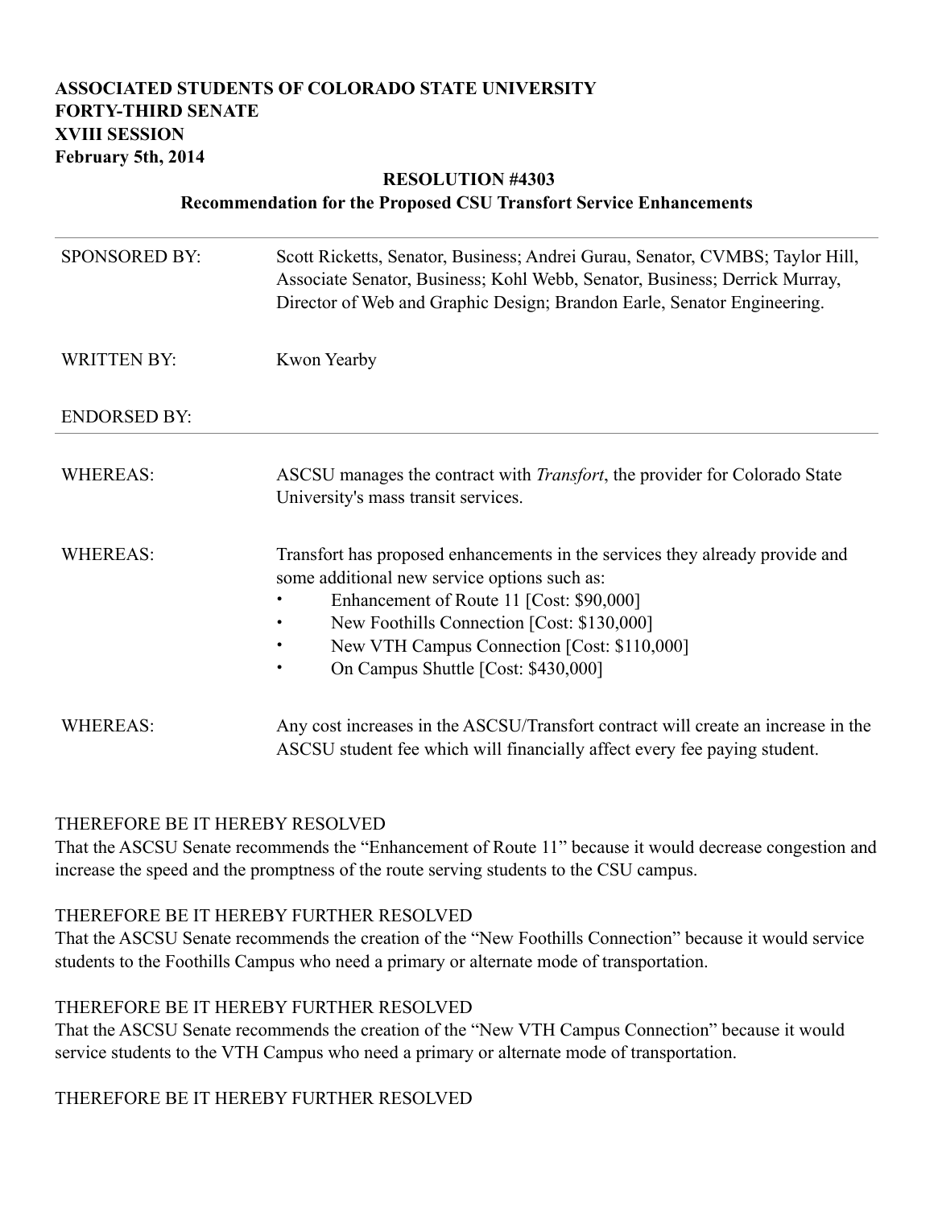**ASSOCIATED STUDENTS OF COLORADO STATE UNIVERSITY**
**FORTY-THIRD SENATE**
**XVIII SESSION**
**February 5th, 2014**

## RESOLUTION #4303
### Recommendation for the Proposed CSU Transfort Service Enhancements

---

| | |
|---|---|
| SPONSORED BY: | Scott Ricketts, Senator, Business; Andrei Gurau, Senator, CVMBS; Taylor Hill, Associate Senator, Business; Kohl Webb, Senator, Business; Derrick Murray, Director of Web and Graphic Design; Brandon Earle, Senator Engineering. |
| WRITTEN BY: | Kwon Yearby |
| ENDORSED BY: | |

---

WHEREAS: ASCSU manages the contract with *Transfort*, the provider for Colorado State University's mass transit services.

WHEREAS: Transfort has proposed enhancements in the services they already provide and some additional new service options such as:

- Enhancement of Route 11 [Cost: $90,000]
- New Foothills Connection [Cost: $130,000]
- New VTH Campus Connection [Cost: $110,000]
- On Campus Shuttle [Cost: $430,000]

WHEREAS: Any cost increases in the ASCSU/Transfort contract will create an increase in the ASCSU student fee which will financially affect every fee paying student.

THEREFORE BE IT HEREBY RESOLVED
That the ASCSU Senate recommends the "Enhancement of Route 11" because it would decrease congestion and increase the speed and the promptness of the route serving students to the CSU campus.

THEREFORE BE IT HEREBY FURTHER RESOLVED
That the ASCSU Senate recommends the creation of the "New Foothills Connection" because it would service students to the Foothills Campus who need a primary or alternate mode of transportation.

THEREFORE BE IT HEREBY FURTHER RESOLVED
That the ASCSU Senate recommends the creation of the "New VTH Campus Connection" because it would service students to the VTH Campus who need a primary or alternate mode of transportation.

THEREFORE BE IT HEREBY FURTHER RESOLVED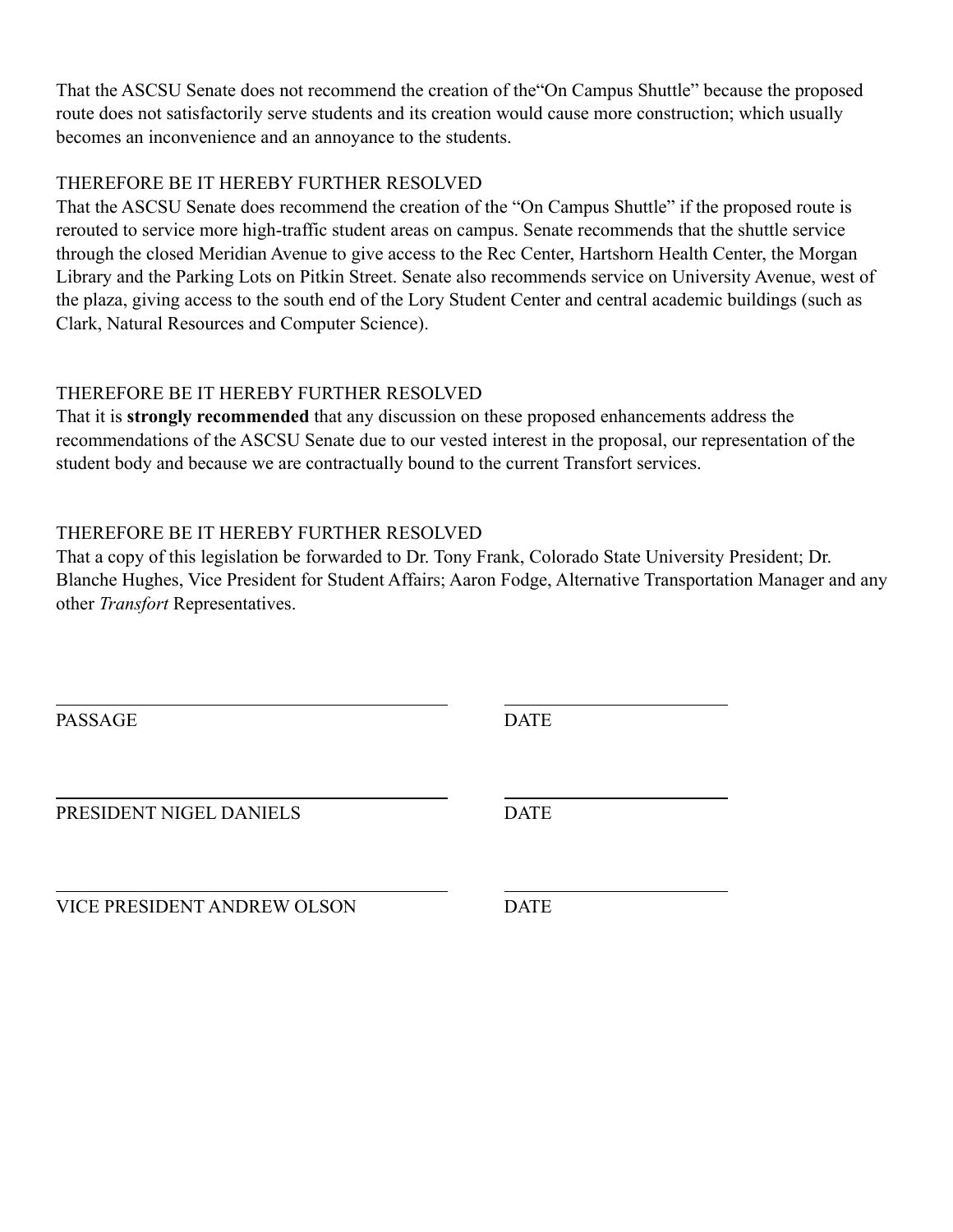That the ASCSU Senate does not recommend the creation of the"On Campus Shuttle" because the proposed route does not satisfactorily serve students and its creation would cause more construction; which usually becomes an inconvenience and an annoyance to the students.

THEREFORE BE IT HEREBY FURTHER RESOLVED
That the ASCSU Senate does recommend the creation of the "On Campus Shuttle" if the proposed route is rerouted to service more high-traffic student areas on campus. Senate recommends that the shuttle service through the closed Meridian Avenue to give access to the Rec Center, Hartshorn Health Center, the Morgan Library and the Parking Lots on Pitkin Street. Senate also recommends service on University Avenue, west of the plaza, giving access to the south end of the Lory Student Center and central academic buildings (such as Clark, Natural Resources and Computer Science).

THEREFORE BE IT HEREBY FURTHER RESOLVED
That it is **strongly recommended** that any discussion on these proposed enhancements address the recommendations of the ASCSU Senate due to our vested interest in the proposal, our representation of the student body and because we are contractually bound to the current Transfort services.

THEREFORE BE IT HEREBY FURTHER RESOLVED
That a copy of this legislation be forwarded to Dr. Tony Frank, Colorado State University President; Dr. Blanche Hughes, Vice President for Student Affairs; Aaron Fodge, Alternative Transportation Manager and any other *Transfort* Representatives.

PASSAGE ____________________ DATE ____________________

PRESIDENT NIGEL DANIELS ____________________ DATE ____________________

VICE PRESIDENT ANDREW OLSON ____________________ DATE ____________________